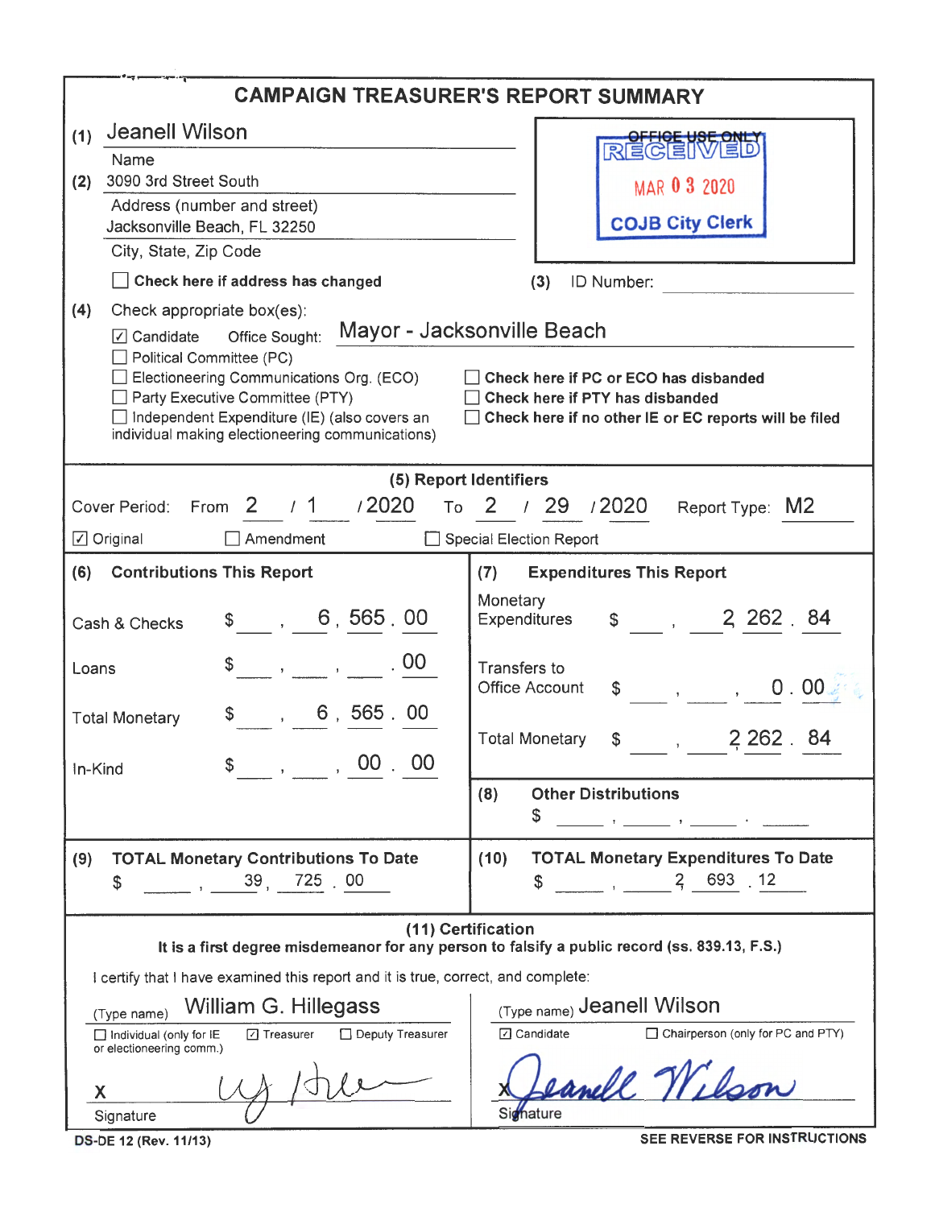# CAMPAIGN TREASURER'S REPORT SUMMARY

**(1)** Jeanell Wilson
Name

**(2)** 3090 3rd Street South
Address (number and street)

Jacksonville Beach, FL 32250
City, State, Zip Code

☐ **Check here if address has changed**

OFFICE USE ONLY
RECEIVED
MAR 03 2020
COJB City Clerk

**(3)** ID Number:

**(4)** Check appropriate box(es):

☑ Candidate Office Sought: Mayor - Jacksonville Beach
☐ Political Committee (PC)
☐ Electioneering Communications Org. (ECO)
☐ Party Executive Committee (PTY)
☐ Independent Expenditure (IE) (also covers an individual making electioneering communications)

☐ **Check here if PC or ECO has disbanded**
☐ **Check here if PTY has disbanded**
☐ **Check here if no other IE or EC reports will be filed**

## (5) Report Identifiers

Cover Period: From 2 / 1 / 2020 To 2 / 29 / 2020 Report Type: M2

☑ Original ☐ Amendment ☐ Special Election Report

| **(6) Contributions This Report** | | **(7) Expenditures This Report** | |
|---|---|---|---|
| Cash & Checks | $ 6,565.00 | Monetary Expenditures | $ 2,262.84 |
| Loans | $ .00 | Transfers to Office Account | $ 0.00 |
| Total Monetary | $ 6,565.00 | Total Monetary | $ 2,262.84 |
| In-Kind | $ 00.00 | **(8) Other Distributions** | $ |
| **(9) TOTAL Monetary Contributions To Date** | $ 39,725.00 | **(10) TOTAL Monetary Expenditures To Date** | $ 2,693.12 |

## (11) Certification

**It is a first degree misdemeanor for any person to falsify a public record (ss. 839.13, F.S.)**

I certify that I have examined this report and it is true, correct, and complete:

(Type name) William G. Hillegass
☐ Individual (only for IE or electioneering comm.) ☑ Treasurer ☐ Deputy Treasurer

X [signature]
Signature

(Type name) Jeanell Wilson
☑ Candidate ☐ Chairperson (only for PC and PTY)

X Jeanell Wilson
Signature

DS-DE 12 (Rev. 11/13) SEE REVERSE FOR INSTRUCTIONS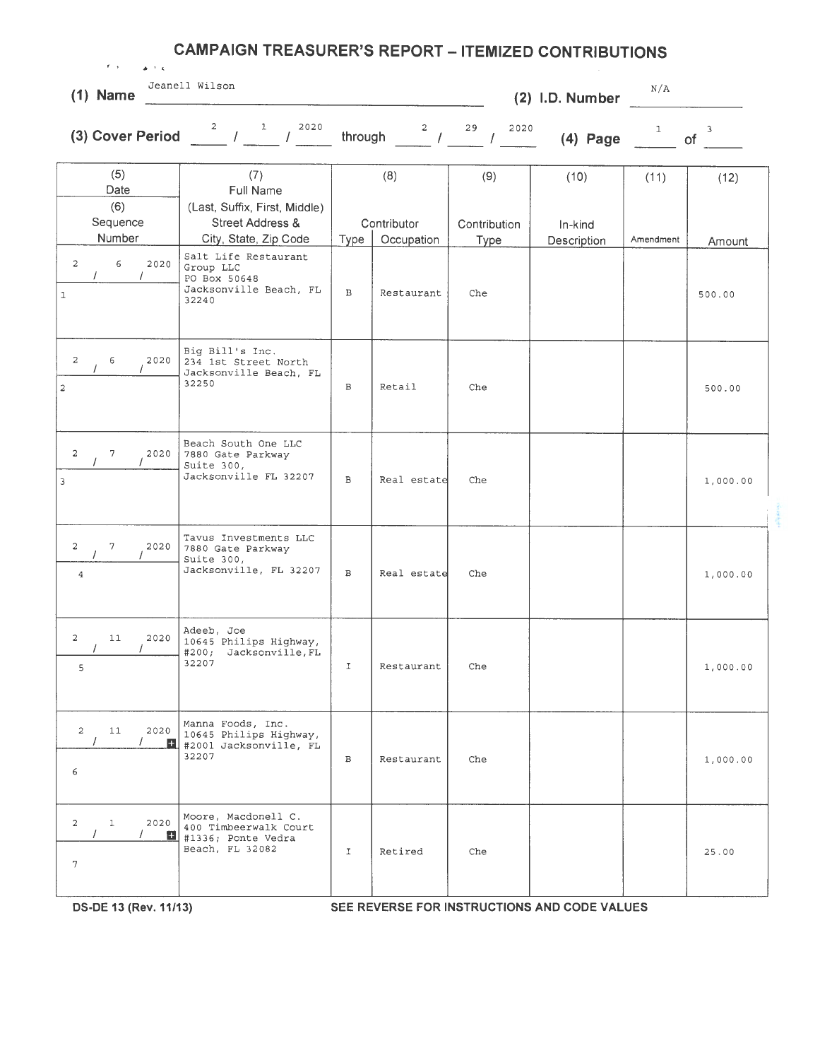# CAMPAIGN TREASURER'S REPORT – ITEMIZED CONTRIBUTIONS

**(1) Name** Jeanell Wilson **(2) I.D. Number** N/A

**(3) Cover Period** 2 / 1 / 2020 through 2 / 29 / 2020 **(4) Page** 1 of 3

| (5) Date / (6) Sequence Number | (7) Full Name (Last, Suffix, First, Middle) Street Address & City, State, Zip Code | (8) Contributor Type | (8) Contributor Occupation | (9) Contribution Type | (10) In-kind Description | (11) Amendment | (12) Amount |
|---|---|---|---|---|---|---|---|
| 2/6/2020<br>1 | Salt Life Restaurant Group LLC<br>PO Box 50648<br>Jacksonville Beach, FL 32240 | B | Restaurant | Che | | | 500.00 |
| 2/6/2020<br>2 | Big Bill's Inc.<br>234 1st Street North<br>Jacksonville Beach, FL 32250 | B | Retail | Che | | | 500.00 |
| 2/7/2020<br>3 | Beach South One LLC<br>7880 Gate Parkway Suite 300,<br>Jacksonville FL 32207 | B | Real estate | Che | | | 1,000.00 |
| 2/7/2020<br>4 | Tavus Investments LLC<br>7880 Gate Parkway Suite 300,<br>Jacksonville, FL 32207 | B | Real estate | Che | | | 1,000.00 |
| 2/11/2020<br>5 | Adeeb, Joe<br>10645 Philips Highway, #200; Jacksonville,FL 32207 | I | Restaurant | Che | | | 1,000.00 |
| 2/11/2020<br>6 | Manna Foods, Inc.<br>10645 Philips Highway, #2001 Jacksonville, FL 32207 | B | Restaurant | Che | | | 1,000.00 |
| 2/1/2020<br>7 | Moore, Macdonell C.<br>400 Timbeerwalk Court #1336; Ponte Vedra Beach, FL 32082 | I | Retired | Che | | | 25.00 |

DS-DE 13 (Rev. 11/13) SEE REVERSE FOR INSTRUCTIONS AND CODE VALUES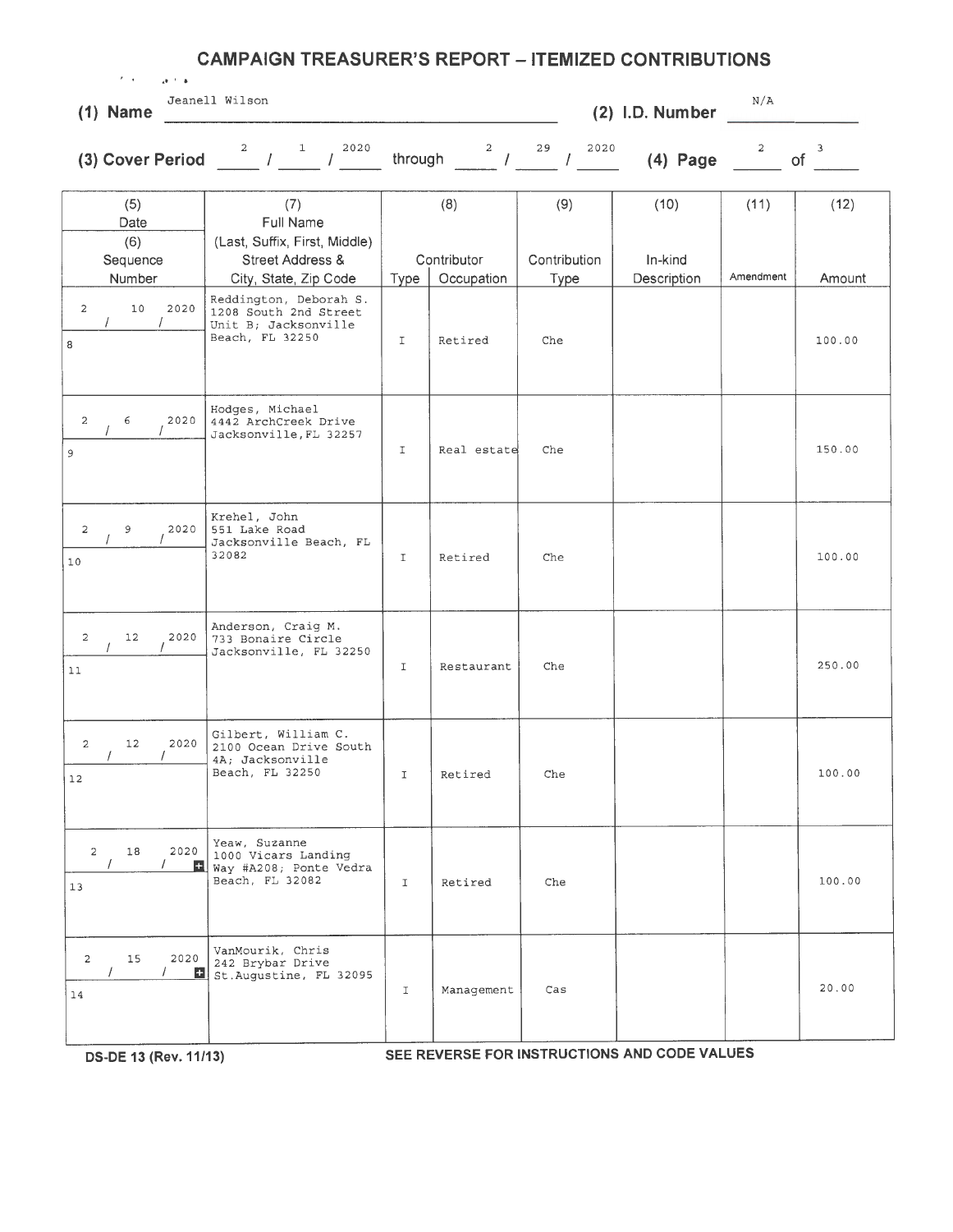# CAMPAIGN TREASURER'S REPORT – ITEMIZED CONTRIBUTIONS

**(1) Name** Jeanell Wilson **(2) I.D. Number** N/A

**(3) Cover Period** 2 / 1 / 2020 through 2 / 29 / 2020 **(4) Page** 2 of 3

| (5) Date / (6) Sequence Number | (7) Full Name (Last, Suffix, First, Middle) Street Address & City, State, Zip Code | (8) Contributor Type | (8) Contributor Occupation | (9) Contribution Type | (10) In-kind Description | (11) Amendment | (12) Amount |
|---|---|---|---|---|---|---|---|
| 2 / 10 / 2020<br>8 | Reddington, Deborah S.<br>1208 South 2nd Street Unit B; Jacksonville Beach, FL 32250 | I | Retired | Che | | | 100.00 |
| 2 / 6 / 2020<br>9 | Hodges, Michael<br>4442 ArchCreek Drive Jacksonville, FL 32257 | I | Real estate | Che | | | 150.00 |
| 2 / 9 / 2020<br>10 | Krehel, John<br>551 Lake Road Jacksonville Beach, FL 32082 | I | Retired | Che | | | 100.00 |
| 2 / 12 / 2020<br>11 | Anderson, Craig M.<br>733 Bonaire Circle Jacksonville, FL 32250 | I | Restaurant | Che | | | 250.00 |
| 2 / 12 / 2020<br>12 | Gilbert, William C.<br>2100 Ocean Drive South 4A; Jacksonville Beach, FL 32250 | I | Retired | Che | | | 100.00 |
| 2 / 18 / 2020<br>13 | Yeaw, Suzanne<br>1000 Vicars Landing Way #A208; Ponte Vedra Beach, FL 32082 | I | Retired | Che | | | 100.00 |
| 2 / 15 / 2020<br>14 | VanMourik, Chris<br>242 Brybar Drive St.Augustine, FL 32095 | I | Management | Cas | | | 20.00 |

DS-DE 13 (Rev. 11/13) SEE REVERSE FOR INSTRUCTIONS AND CODE VALUES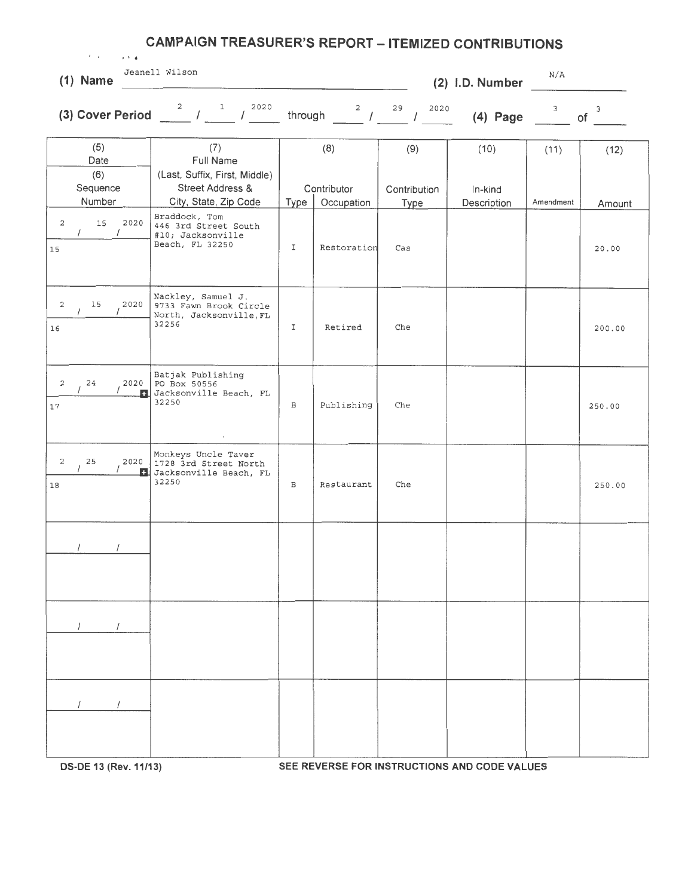# CAMPAIGN TREASURER'S REPORT – ITEMIZED CONTRIBUTIONS

**(1) Name** Jeanell Wilson **(2) I.D. Number** N/A

**(3) Cover Period** 2 / 1 / 2020 through 2 / 29 / 2020 **(4) Page** 3 of 3

| (5) Date / (6) Sequence Number | (7) Full Name (Last, Suffix, First, Middle) Street Address & City, State, Zip Code | (8) Contributor Type | Occupation | (9) Contribution Type | (10) In-kind Description | (11) Amendment | (12) Amount |
|---|---|---|---|---|---|---|---|
| 2 / 15 / 2020<br>15 | Braddock, Tom<br>446 3rd Street South #10; Jacksonville Beach, FL 32250 | I | Restoration | Cas | | | 20.00 |
| 2 / 15 / 2020<br>16 | Nackley, Samuel J.<br>9733 Fawn Brook Circle North, Jacksonville, FL 32256 | I | Retired | Che | | | 200.00 |
| 2 / 24 / 2020<br>17 | Batjak Publishing<br>PO Box 50556<br>Jacksonville Beach, FL 32250 | B | Publishing | Che | | | 250.00 |
| 2 / 25 / 2020<br>18 | Monkeys Uncle Taver<br>1728 3rd Street North<br>Jacksonville Beach, FL 32250 | B | Restaurant | Che | | | 250.00 |
| / / | | | | | | | |
| / / | | | | | | | |
| / / | | | | | | | |

DS-DE 13 (Rev. 11/13) SEE REVERSE FOR INSTRUCTIONS AND CODE VALUES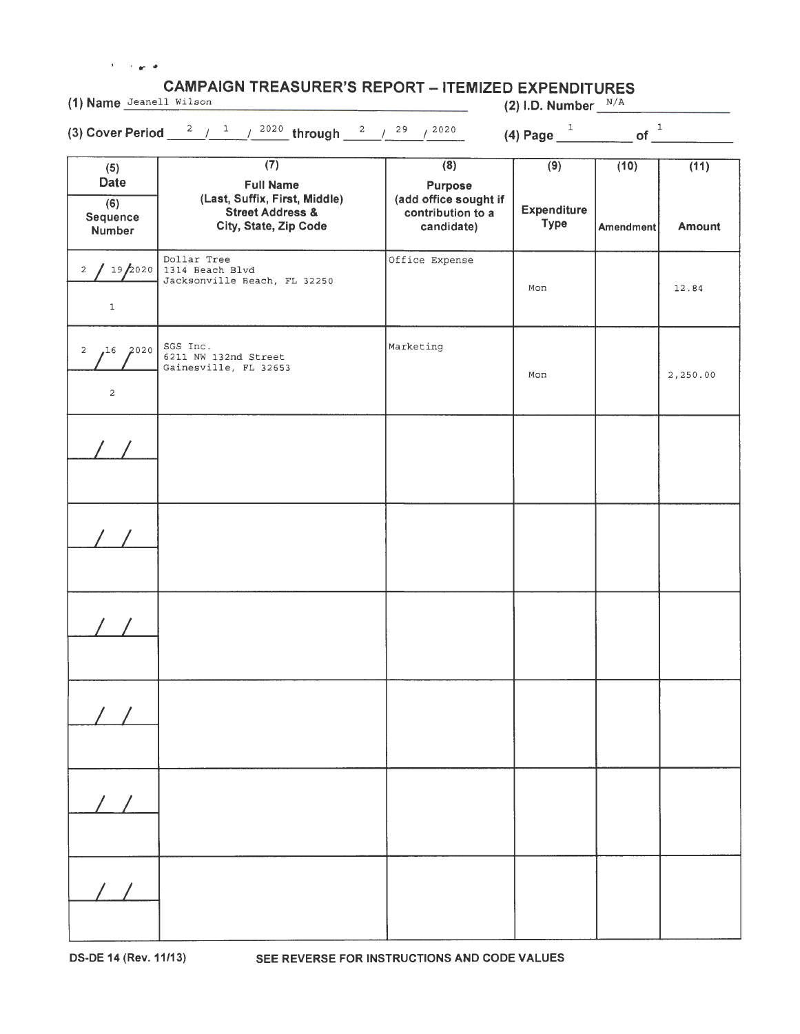## CAMPAIGN TREASURER'S REPORT – ITEMIZED EXPENDITURES

(1) Name Jeanell Wilson (2) I.D. Number N/A

(3) Cover Period 2 / 1 / 2020 through 2 / 29 / 2020 (4) Page 1 of 1

| (5) Date / (6) Sequence Number | (7) Full Name (Last, Suffix, First, Middle) Street Address & City, State, Zip Code | (8) Purpose (add office sought if contribution to a candidate) | (9) Expenditure Type | (10) Amendment | (11) Amount |
|---|---|---|---|---|---|
| 2 / 19 / 2020<br>1 | Dollar Tree<br>1314 Beach Blvd<br>Jacksonville Beach, FL 32250 | Office Expense | Mon | | 12.84 |
| 2 / 16 / 2020<br>2 | SGS Inc.<br>6211 NW 132nd Street<br>Gainesville, FL 32653 | Marketing | Mon | | 2,250.00 |
| / / | | | | | |
| / / | | | | | |
| / / | | | | | |
| / / | | | | | |
| / / | | | | | |
| / / | | | | | |

DS-DE 14 (Rev. 11/13) SEE REVERSE FOR INSTRUCTIONS AND CODE VALUES